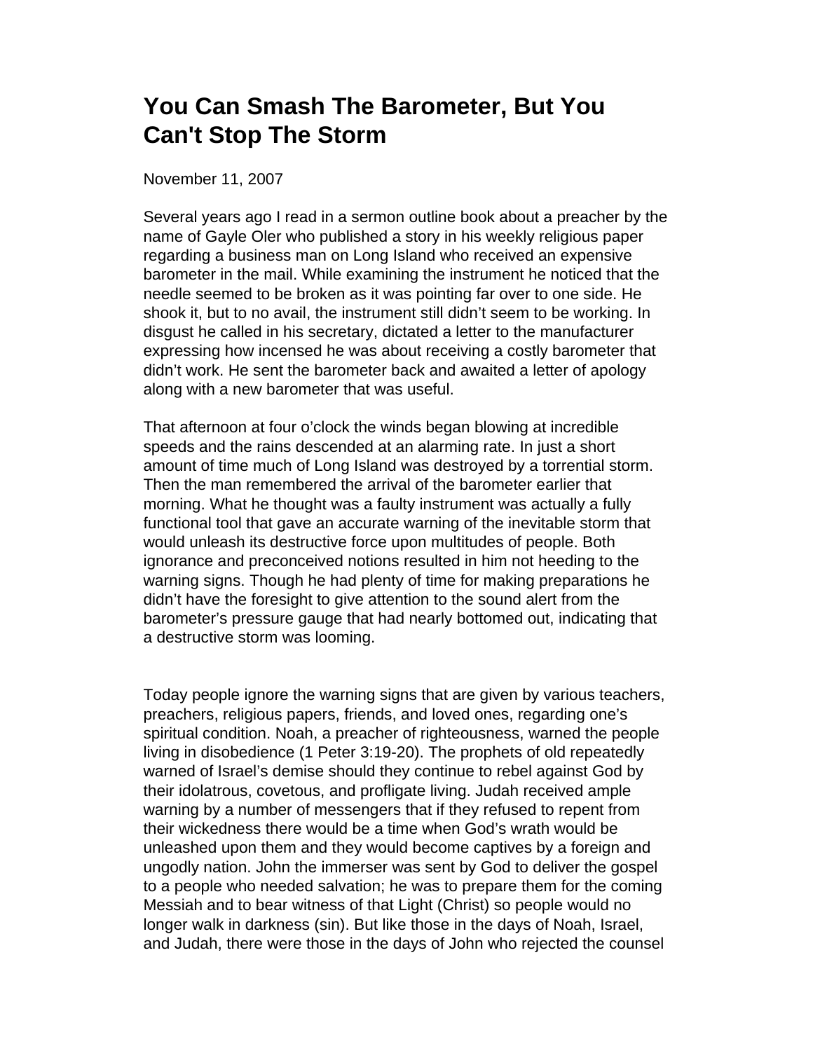# You Can Smash The Barometer, But You Can't Stop The Storm

November 11, 2007

Several years ago I read in a sermon outline book about a preacher by the name of Gayle Oler who published a story in his weekly religious paper regarding a business man on Long Island who received an expensive barometer in the mail. While examining the instrument he noticed that the needle seemed to be broken as it was pointing far over to one side. He shook it, but to no avail, the instrument still didn't seem to be working. In disgust he called in his secretary, dictated a letter to the manufacturer expressing how incensed he was about receiving a costly barometer that didn't work. He sent the barometer back and awaited a letter of apology along with a new barometer that was useful.

That afternoon at four o'clock the winds began blowing at incredible speeds and the rains descended at an alarming rate. In just a short amount of time much of Long Island was destroyed by a torrential storm. Then the man remembered the arrival of the barometer earlier that morning. What he thought was a faulty instrument was actually a fully functional tool that gave an accurate warning of the inevitable storm that would unleash its destructive force upon multitudes of people. Both ignorance and preconceived notions resulted in him not heeding to the warning signs. Though he had plenty of time for making preparations he didn't have the foresight to give attention to the sound alert from the barometer's pressure gauge that had nearly bottomed out, indicating that a destructive storm was looming.

Today people ignore the warning signs that are given by various teachers, preachers, religious papers, friends, and loved ones, regarding one's spiritual condition. Noah, a preacher of righteousness, warned the people living in disobedience (1 Peter 3:19-20). The prophets of old repeatedly warned of Israel's demise should they continue to rebel against God by their idolatrous, covetous, and profligate living. Judah received ample warning by a number of messengers that if they refused to repent from their wickedness there would be a time when God's wrath would be unleashed upon them and they would become captives by a foreign and ungodly nation. John the immerser was sent by God to deliver the gospel to a people who needed salvation; he was to prepare them for the coming Messiah and to bear witness of that Light (Christ) so people would no longer walk in darkness (sin). But like those in the days of Noah, Israel, and Judah, there were those in the days of John who rejected the counsel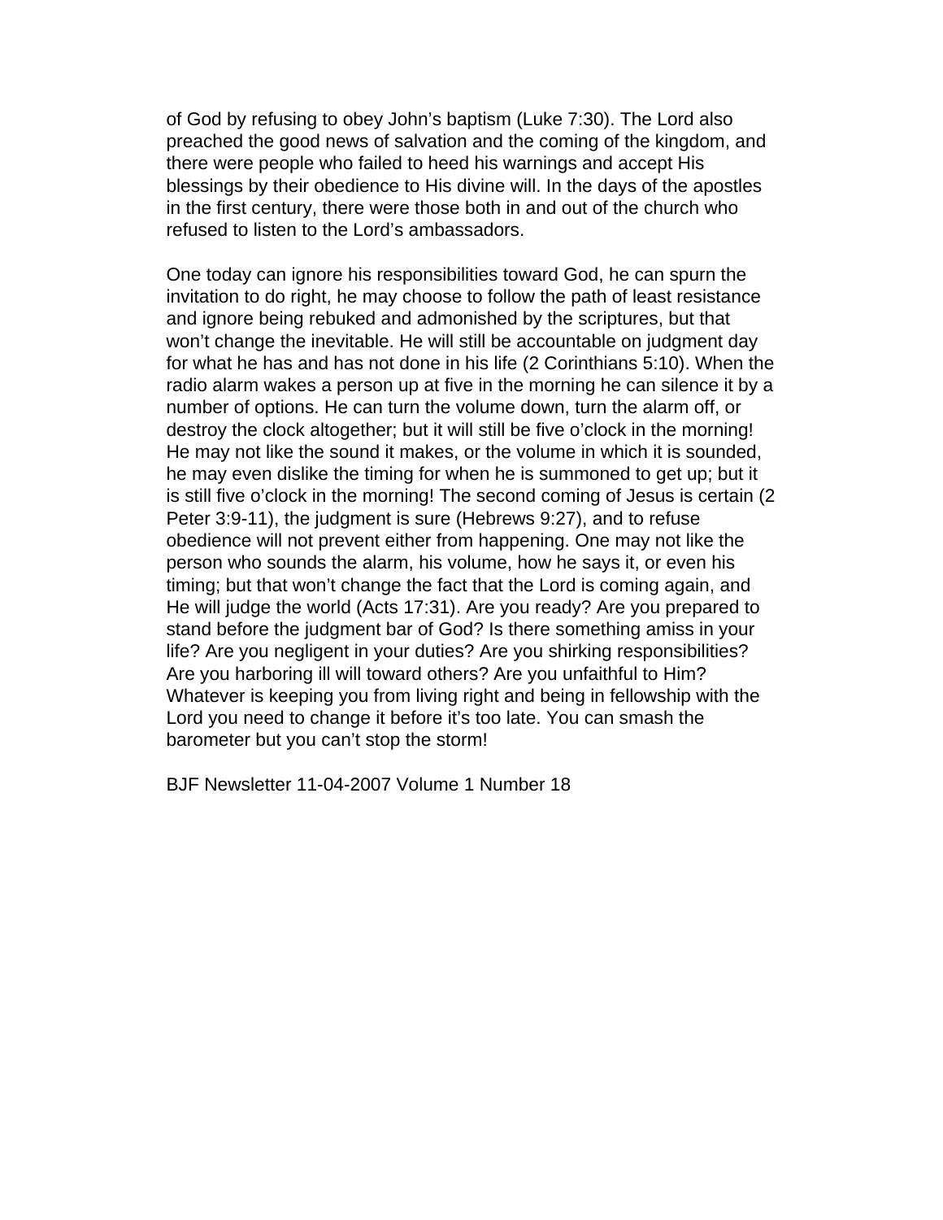of God by refusing to obey John's baptism (Luke 7:30). The Lord also preached the good news of salvation and the coming of the kingdom, and there were people who failed to heed his warnings and accept His blessings by their obedience to His divine will. In the days of the apostles in the first century, there were those both in and out of the church who refused to listen to the Lord's ambassadors.

One today can ignore his responsibilities toward God, he can spurn the invitation to do right, he may choose to follow the path of least resistance and ignore being rebuked and admonished by the scriptures, but that won't change the inevitable. He will still be accountable on judgment day for what he has and has not done in his life (2 Corinthians 5:10). When the radio alarm wakes a person up at five in the morning he can silence it by a number of options. He can turn the volume down, turn the alarm off, or destroy the clock altogether; but it will still be five o'clock in the morning! He may not like the sound it makes, or the volume in which it is sounded, he may even dislike the timing for when he is summoned to get up; but it is still five o'clock in the morning! The second coming of Jesus is certain (2 Peter 3:9-11), the judgment is sure (Hebrews 9:27), and to refuse obedience will not prevent either from happening. One may not like the person who sounds the alarm, his volume, how he says it, or even his timing; but that won't change the fact that the Lord is coming again, and He will judge the world (Acts 17:31). Are you ready? Are you prepared to stand before the judgment bar of God? Is there something amiss in your life? Are you negligent in your duties? Are you shirking responsibilities? Are you harboring ill will toward others? Are you unfaithful to Him? Whatever is keeping you from living right and being in fellowship with the Lord you need to change it before it's too late. You can smash the barometer but you can't stop the storm!

BJF Newsletter 11-04-2007 Volume 1 Number 18